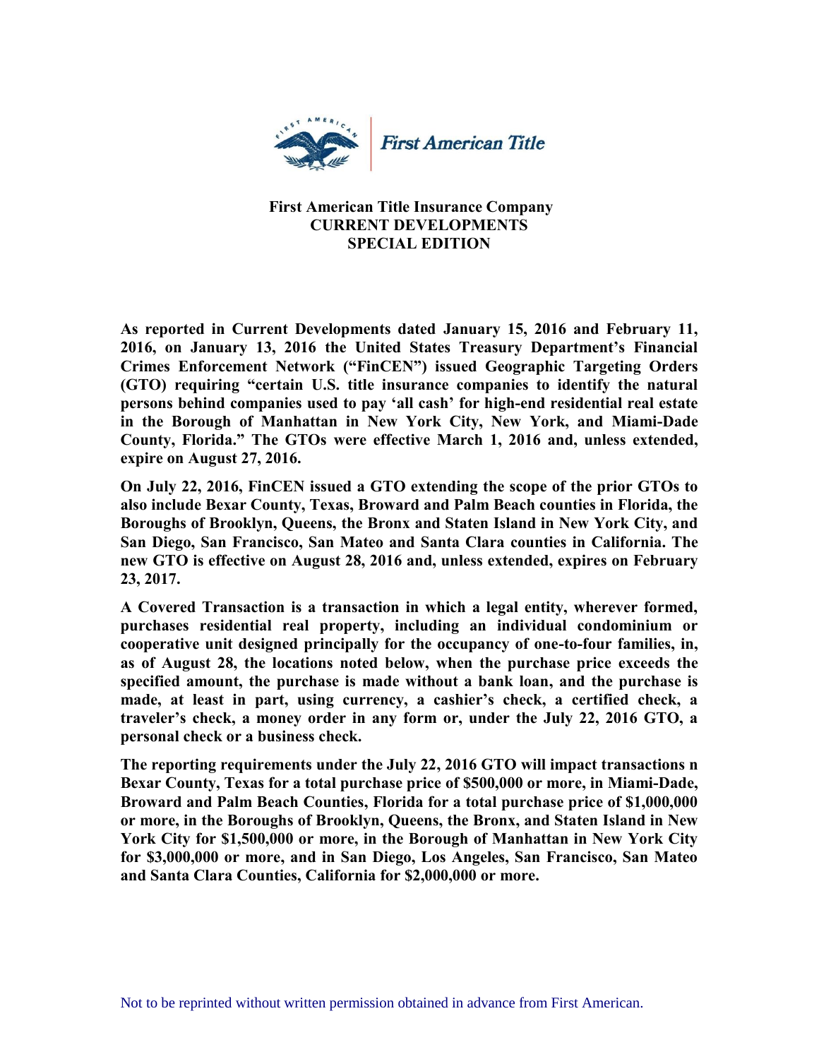First American Title

# First American Title Insurance Company
## CURRENT DEVELOPMENTS
## SPECIAL EDITION

**As reported in Current Developments dated January 15, 2016 and February 11, 2016, on January 13, 2016 the United States Treasury Department's Financial Crimes Enforcement Network ("FinCEN") issued Geographic Targeting Orders (GTO) requiring "certain U.S. title insurance companies to identify the natural persons behind companies used to pay 'all cash' for high-end residential real estate in the Borough of Manhattan in New York City, New York, and Miami-Dade County, Florida." The GTOs were effective March 1, 2016 and, unless extended, expire on August 27, 2016.**

**On July 22, 2016, FinCEN issued a GTO extending the scope of the prior GTOs to also include Bexar County, Texas, Broward and Palm Beach counties in Florida, the Boroughs of Brooklyn, Queens, the Bronx and Staten Island in New York City, and San Diego, San Francisco, San Mateo and Santa Clara counties in California. The new GTO is effective on August 28, 2016 and, unless extended, expires on February 23, 2017.**

**A Covered Transaction is a transaction in which a legal entity, wherever formed, purchases residential real property, including an individual condominium or cooperative unit designed principally for the occupancy of one-to-four families, in, as of August 28, the locations noted below, when the purchase price exceeds the specified amount, the purchase is made without a bank loan, and the purchase is made, at least in part, using currency, a cashier's check, a certified check, a traveler's check, a money order in any form or, under the July 22, 2016 GTO, a personal check or a business check.**

**The reporting requirements under the July 22, 2016 GTO will impact transactions n Bexar County, Texas for a total purchase price of $500,000 or more, in Miami-Dade, Broward and Palm Beach Counties, Florida for a total purchase price of $1,000,000 or more, in the Boroughs of Brooklyn, Queens, the Bronx, and Staten Island in New York City for $1,500,000 or more, in the Borough of Manhattan in New York City for $3,000,000 or more, and in San Diego, Los Angeles, San Francisco, San Mateo and Santa Clara Counties, California for $2,000,000 or more.**

Not to be reprinted without written permission obtained in advance from First American.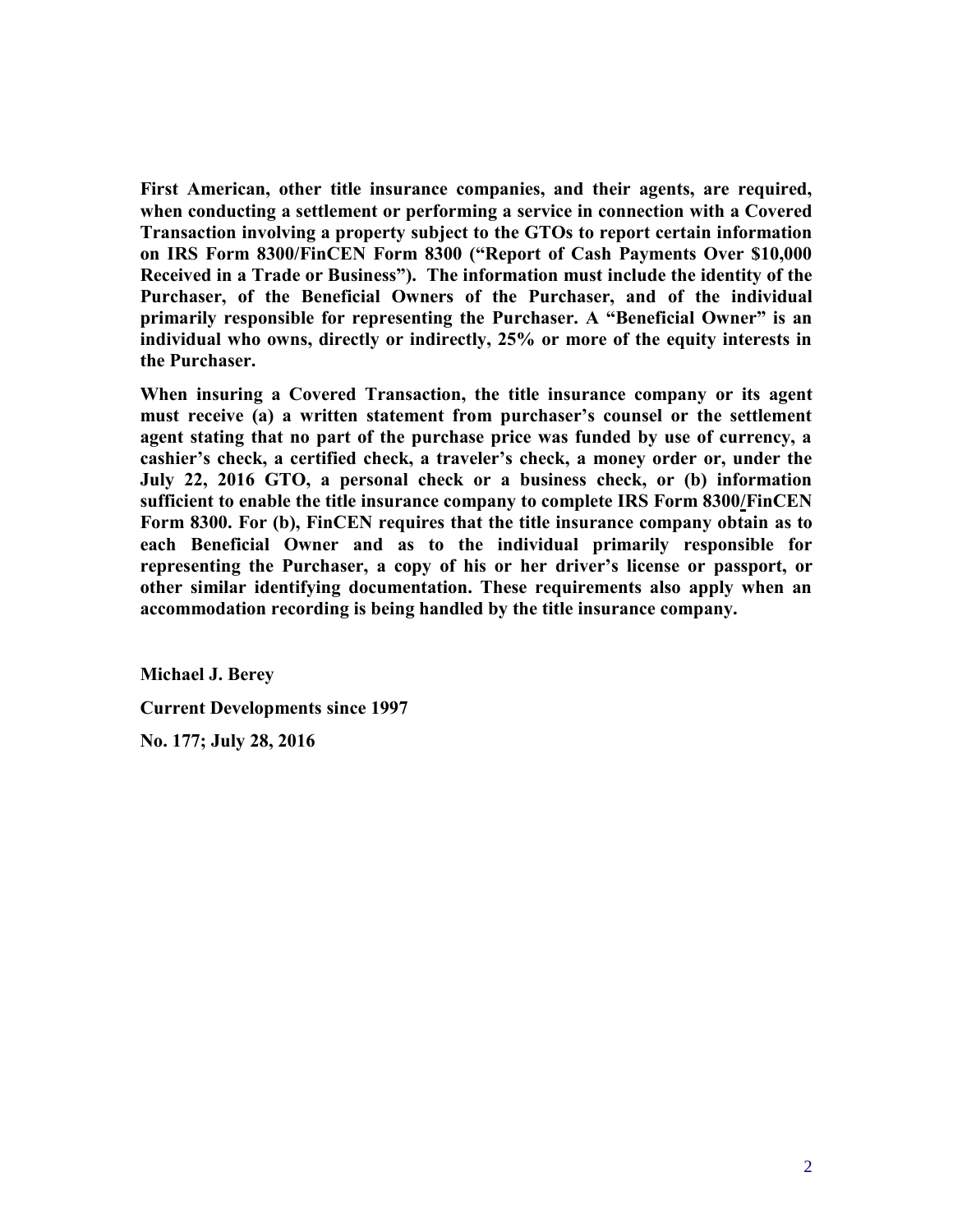**First American, other title insurance companies, and their agents, are required, when conducting a settlement or performing a service in connection with a Covered Transaction involving a property subject to the GTOs to report certain information on IRS Form 8300/FinCEN Form 8300 ("Report of Cash Payments Over $10,000 Received in a Trade or Business"). The information must include the identity of the Purchaser, of the Beneficial Owners of the Purchaser, and of the individual primarily responsible for representing the Purchaser. A "Beneficial Owner" is an individual who owns, directly or indirectly, 25% or more of the equity interests in the Purchaser.**

**When insuring a Covered Transaction, the title insurance company or its agent must receive (a) a written statement from purchaser's counsel or the settlement agent stating that no part of the purchase price was funded by use of currency, a cashier's check, a certified check, a traveler's check, a money order or, under the July 22, 2016 GTO, a personal check or a business check, or (b) information sufficient to enable the title insurance company to complete IRS Form 8300/FinCEN Form 8300. For (b), FinCEN requires that the title insurance company obtain as to each Beneficial Owner and as to the individual primarily responsible for representing the Purchaser, a copy of his or her driver's license or passport, or other similar identifying documentation. These requirements also apply when an accommodation recording is being handled by the title insurance company.**

**Michael J. Berey**

**Current Developments since 1997**

**No. 177; July 28, 2016**